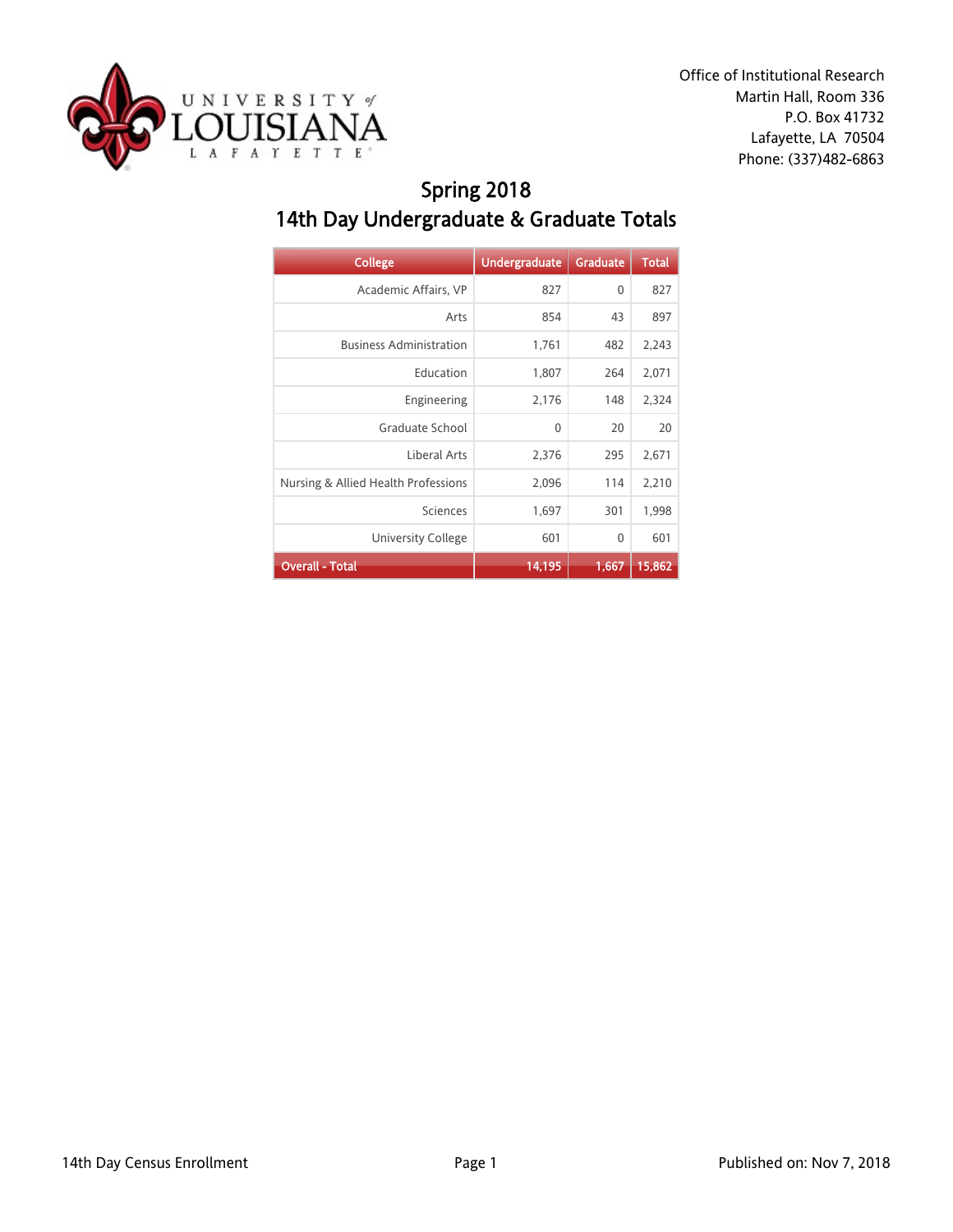Office of Institutional Research
Martin Hall, Room 336
P.O. Box 41732
Lafayette, LA 70504
Phone: (337)482-6863

# Spring 2018
## 14th Day Undergraduate & Graduate Totals

| College | Undergraduate | Graduate | Total |
|---|---|---|---|
| Academic Affairs, VP | 827 | 0 | 827 |
| Arts | 854 | 43 | 897 |
| Business Administration | 1,761 | 482 | 2,243 |
| Education | 1,807 | 264 | 2,071 |
| Engineering | 2,176 | 148 | 2,324 |
| Graduate School | 0 | 20 | 20 |
| Liberal Arts | 2,376 | 295 | 2,671 |
| Nursing & Allied Health Professions | 2,096 | 114 | 2,210 |
| Sciences | 1,697 | 301 | 1,998 |
| University College | 601 | 0 | 601 |
| **Overall - Total** | **14,195** | **1,667** | **15,862** |

14th Day Census Enrollment

Published on: Nov 7, 2018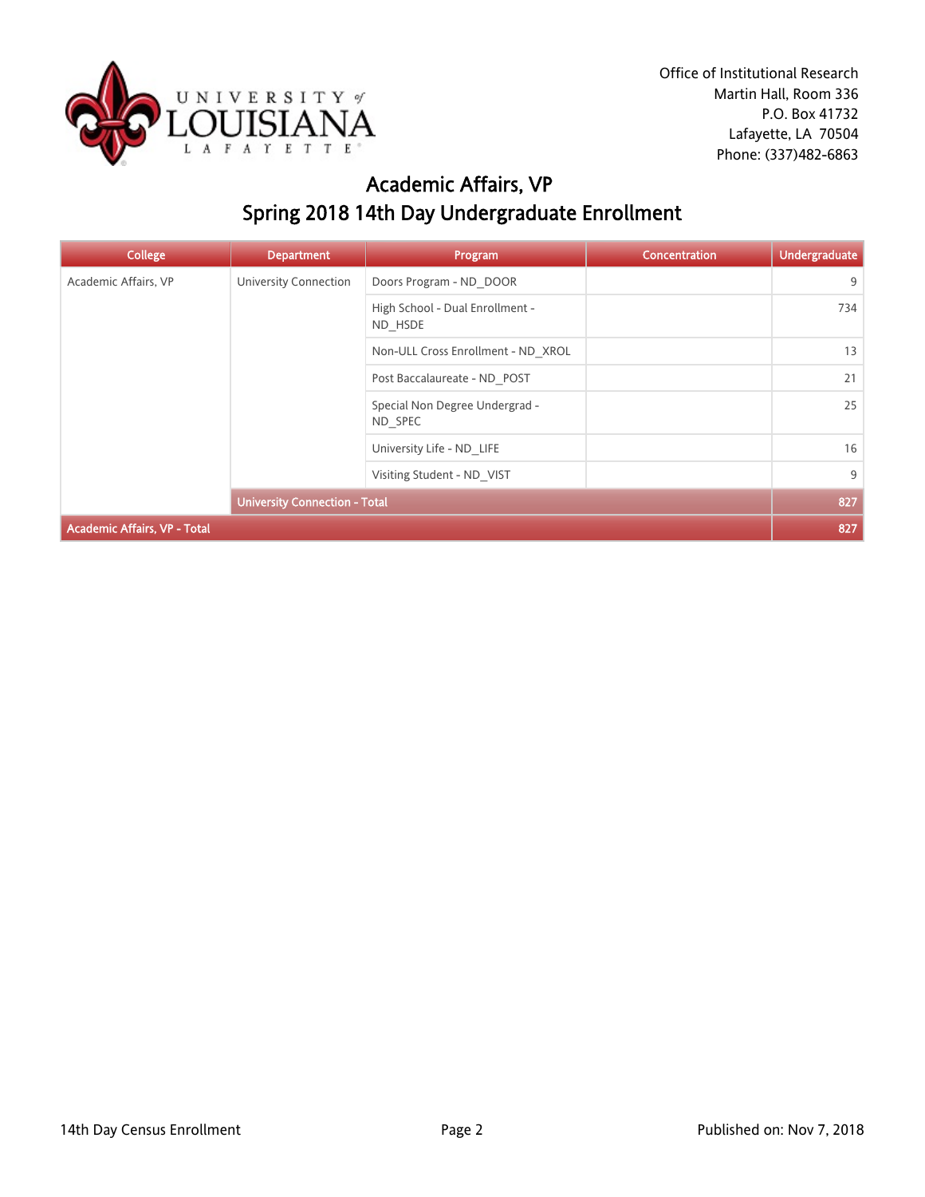Office of Institutional Research
Martin Hall, Room 336
P.O. Box 41732
Lafayette, LA 70504
Phone: (337)482-6863

# Academic Affairs, VP
## Spring 2018 14th Day Undergraduate Enrollment

| College | Department | Program | Concentration | Undergraduate |
|---|---|---|---|---|
| Academic Affairs, VP | University Connection | Doors Program - ND_DOOR | | 9 |
| | | High School - Dual Enrollment - ND_HSDE | | 734 |
| | | Non-ULL Cross Enrollment - ND_XROL | | 13 |
| | | Post Baccalaureate - ND_POST | | 21 |
| | | Special Non Degree Undergrad - ND_SPEC | | 25 |
| | | University Life - ND_LIFE | | 16 |
| | | Visiting Student - ND_VIST | | 9 |
| | University Connection - Total | | | 827 |
| Academic Affairs, VP - Total | | | | 827 |

14th Day Census Enrollment

Published on: Nov 7, 2018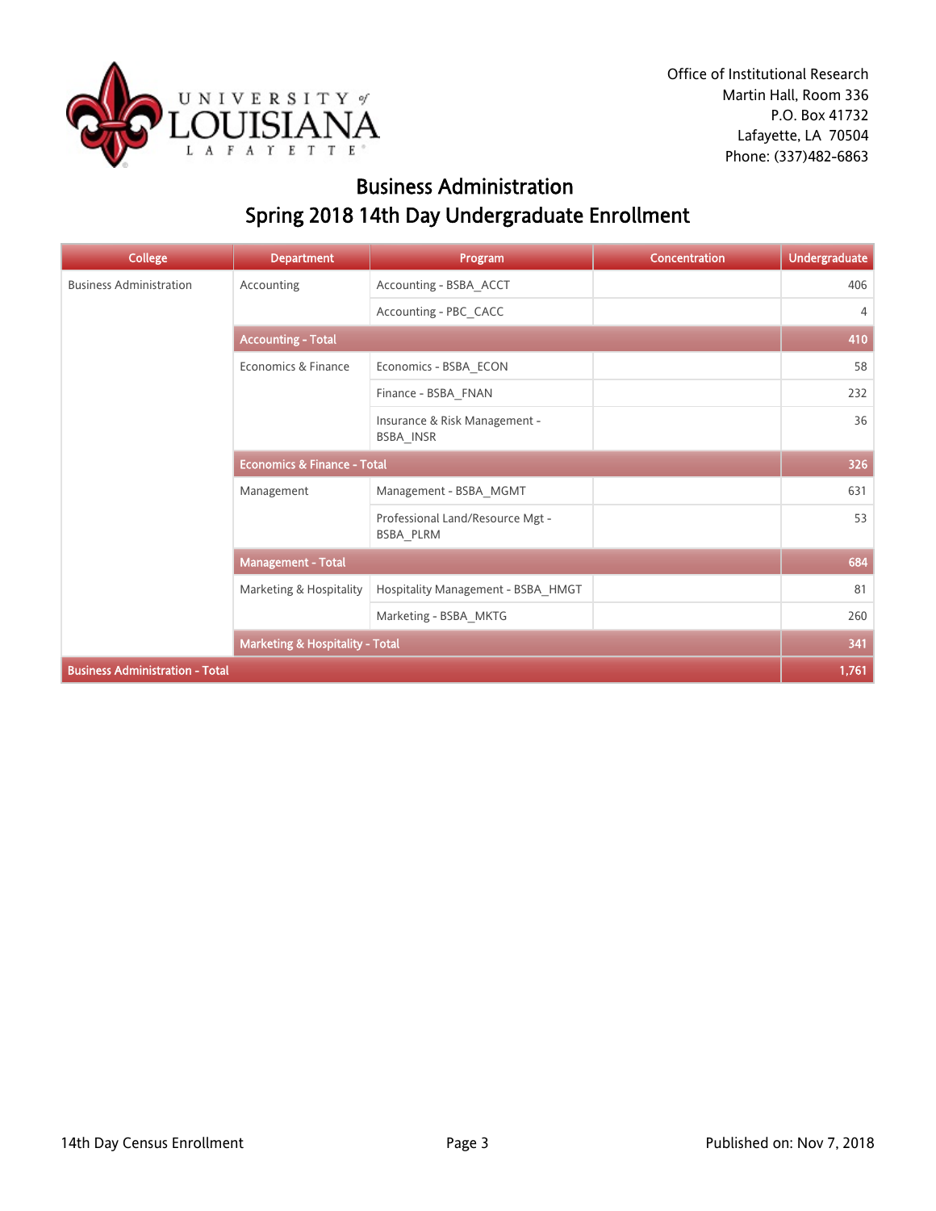Office of Institutional Research
Martin Hall, Room 336
P.O. Box 41732
Lafayette, LA 70504
Phone: (337)482-6863

# Business Administration
## Spring 2018 14th Day Undergraduate Enrollment

| College | Department | Program | Concentration | Undergraduate |
|---|---|---|---|---|
| Business Administration | Accounting | Accounting - BSBA_ACCT | | 406 |
| | | Accounting - PBC_CACC | | 4 |
| | **Accounting - Total** | | | **410** |
| | Economics & Finance | Economics - BSBA_ECON | | 58 |
| | | Finance - BSBA_FNAN | | 232 |
| | | Insurance & Risk Management - BSBA_INSR | | 36 |
| | **Economics & Finance - Total** | | | **326** |
| | Management | Management - BSBA_MGMT | | 631 |
| | | Professional Land/Resource Mgt - BSBA_PLRM | | 53 |
| | **Management - Total** | | | **684** |
| | Marketing & Hospitality | Hospitality Management - BSBA_HMGT | | 81 |
| | | Marketing - BSBA_MKTG | | 260 |
| | **Marketing & Hospitality - Total** | | | **341** |
| **Business Administration - Total** | | | | **1,761** |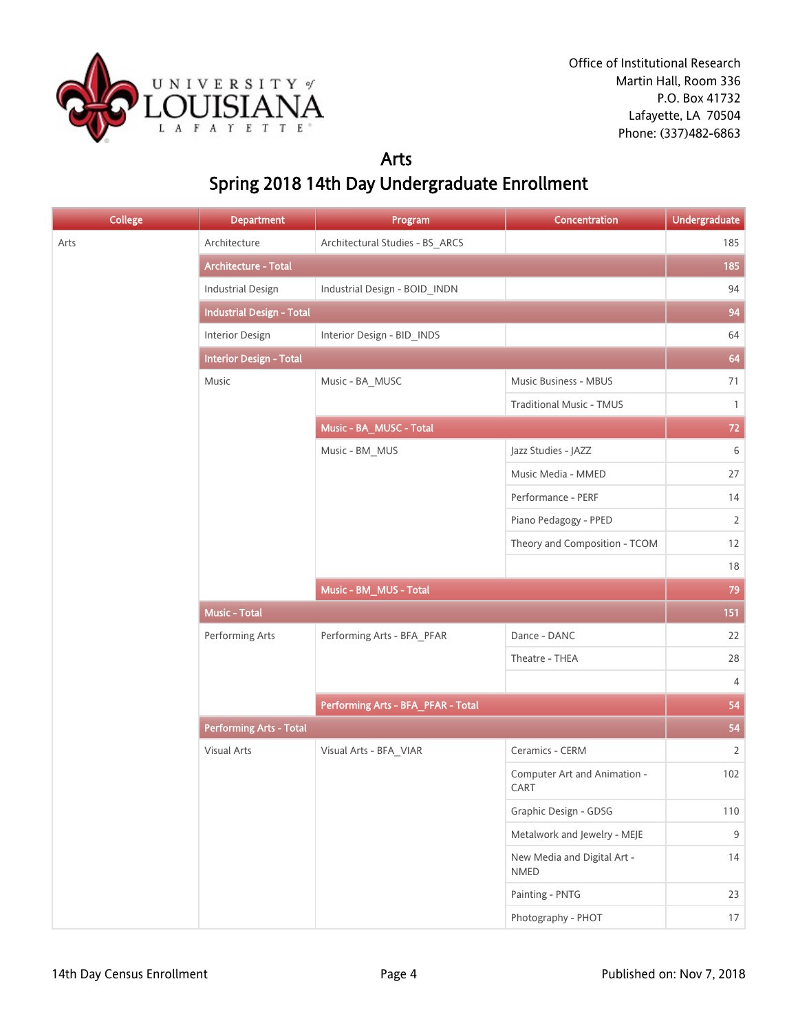Office of Institutional Research
Martin Hall, Room 336
P.O. Box 41732
Lafayette, LA 70504
Phone: (337)482-6863

# Arts

## Spring 2018 14th Day Undergraduate Enrollment

| College | Department | Program | Concentration | Undergraduate |
|---|---|---|---|---|
| Arts | Architecture | Architectural Studies - BS_ARCS | | 185 |
| | **Architecture - Total** | | | **185** |
| | Industrial Design | Industrial Design - BOID_INDN | | 94 |
| | **Industrial Design - Total** | | | **94** |
| | Interior Design | Interior Design - BID_INDS | | 64 |
| | **Interior Design - Total** | | | **64** |
| | Music | Music - BA_MUSC | Music Business - MBUS | 71 |
| | | | Traditional Music - TMUS | 1 |
| | | **Music - BA_MUSC - Total** | | **72** |
| | | Music - BM_MUS | Jazz Studies - JAZZ | 6 |
| | | | Music Media - MMED | 27 |
| | | | Performance - PERF | 14 |
| | | | Piano Pedagogy - PPED | 2 |
| | | | Theory and Composition - TCOM | 12 |
| | | | | 18 |
| | | **Music - BM_MUS - Total** | | **79** |
| | **Music - Total** | | | **151** |
| | Performing Arts | Performing Arts - BFA_PFAR | Dance - DANC | 22 |
| | | | Theatre - THEA | 28 |
| | | | | 4 |
| | | **Performing Arts - BFA_PFAR - Total** | | **54** |
| | **Performing Arts - Total** | | | **54** |
| | Visual Arts | Visual Arts - BFA_VIAR | Ceramics - CERM | 2 |
| | | | Computer Art and Animation - CART | 102 |
| | | | Graphic Design - GDSG | 110 |
| | | | Metalwork and Jewelry - MEJE | 9 |
| | | | New Media and Digital Art - NMED | 14 |
| | | | Painting - PNTG | 23 |
| | | | Photography - PHOT | 17 |

14th Day Census Enrollment — Published on: Nov 7, 2018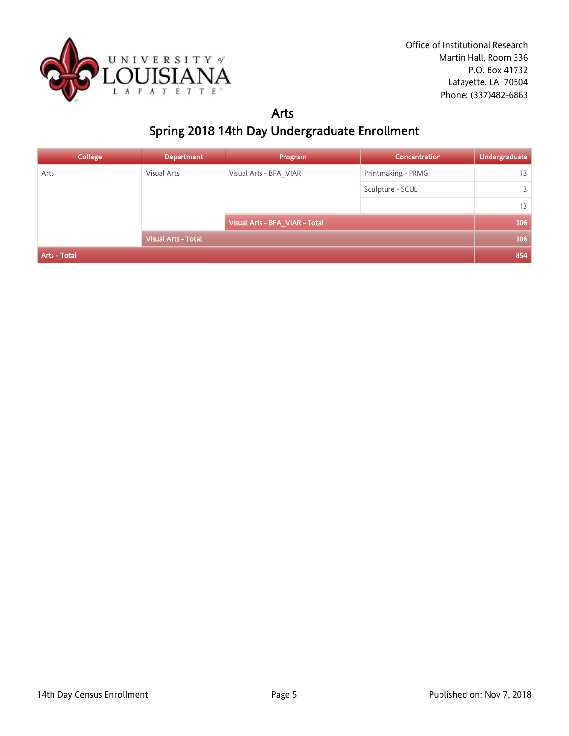Office of Institutional Research
Martin Hall, Room 336
P.O. Box 41732
Lafayette, LA 70504
Phone: (337)482-6863

# Arts

## Spring 2018 14th Day Undergraduate Enrollment

| College | Department | Program | Concentration | Undergraduate |
|---|---|---|---|---|
| Arts | Visual Arts | Visual Arts - BFA_VIAR | Printmaking - PRMG | 13 |
| | | | Sculpture - SCUL | 3 |
| | | | | 13 |
| | | Visual Arts - BFA_VIAR - Total | | 306 |
| | Visual Arts - Total | | | 306 |
| Arts - Total | | | | 854 |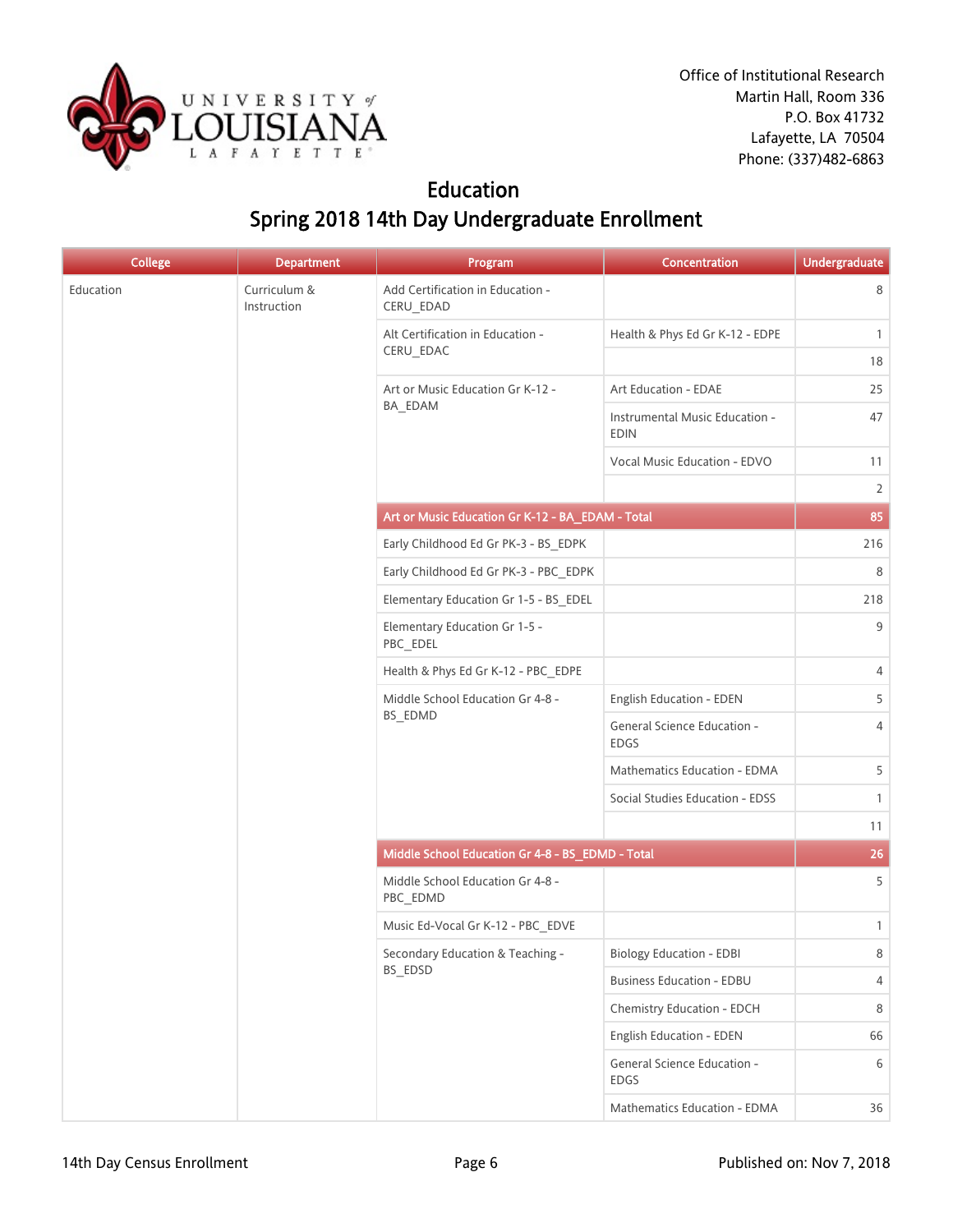Office of Institutional Research
Martin Hall, Room 336
P.O. Box 41732
Lafayette, LA 70504
Phone: (337)482-6863

# Education
## Spring 2018 14th Day Undergraduate Enrollment

| College | Department | Program | Concentration | Undergraduate |
|---|---|---|---|---|
| Education | Curriculum & Instruction | Add Certification in Education - CERU_EDAD | | 8 |
| | | Alt Certification in Education - CERU_EDAC | Health & Phys Ed Gr K-12 - EDPE | 1 |
| | | | | 18 |
| | | Art or Music Education Gr K-12 - BA_EDAM | Art Education - EDAE | 25 |
| | | | Instrumental Music Education - EDIN | 47 |
| | | | Vocal Music Education - EDVO | 11 |
| | | | | 2 |
| | | **Art or Music Education Gr K-12 - BA_EDAM - Total** | | **85** |
| | | Early Childhood Ed Gr PK-3 - BS_EDPK | | 216 |
| | | Early Childhood Ed Gr PK-3 - PBC_EDPK | | 8 |
| | | Elementary Education Gr 1-5 - BS_EDEL | | 218 |
| | | Elementary Education Gr 1-5 - PBC_EDEL | | 9 |
| | | Health & Phys Ed Gr K-12 - PBC_EDPE | | 4 |
| | | Middle School Education Gr 4-8 - BS_EDMD | English Education - EDEN | 5 |
| | | | General Science Education - EDGS | 4 |
| | | | Mathematics Education - EDMA | 5 |
| | | | Social Studies Education - EDSS | 1 |
| | | | | 11 |
| | | **Middle School Education Gr 4-8 - BS_EDMD - Total** | | **26** |
| | | Middle School Education Gr 4-8 - PBC_EDMD | | 5 |
| | | Music Ed-Vocal Gr K-12 - PBC_EDVE | | 1 |
| | | Secondary Education & Teaching - BS_EDSD | Biology Education - EDBI | 8 |
| | | | Business Education - EDBU | 4 |
| | | | Chemistry Education - EDCH | 8 |
| | | | English Education - EDEN | 66 |
| | | | General Science Education - EDGS | 6 |
| | | | Mathematics Education - EDMA | 36 |

14th Day Census Enrollment | Published on: Nov 7, 2018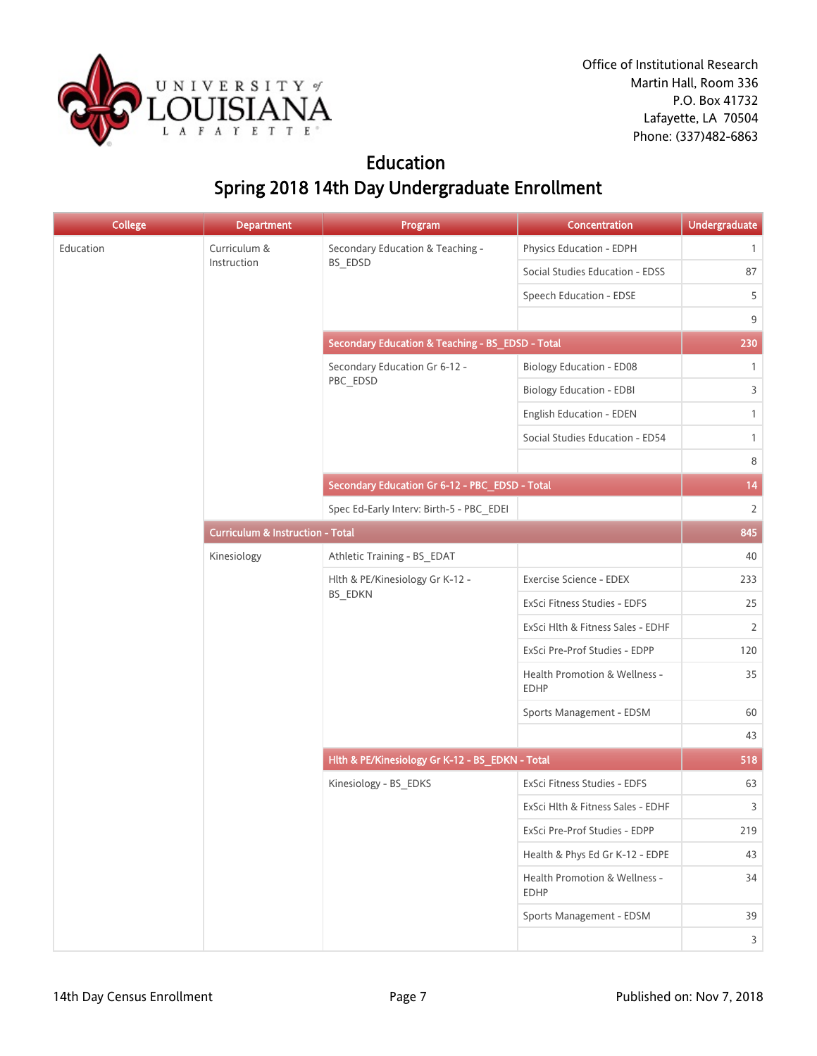Office of Institutional Research
Martin Hall, Room 336
P.O. Box 41732
Lafayette, LA 70504
Phone: (337)482-6863

# Education

## Spring 2018 14th Day Undergraduate Enrollment

| College | Department | Program | Concentration | Undergraduate |
|---|---|---|---|---|
| Education | Curriculum & Instruction | Secondary Education & Teaching - BS_EDSD | Physics Education - EDPH | 1 |
| | | | Social Studies Education - EDSS | 87 |
| | | | Speech Education - EDSE | 5 |
| | | | | 9 |
| | | **Secondary Education & Teaching - BS_EDSD - Total** | | **230** |
| | | Secondary Education Gr 6-12 - PBC_EDSD | Biology Education - ED08 | 1 |
| | | | Biology Education - EDBI | 3 |
| | | | English Education - EDEN | 1 |
| | | | Social Studies Education - ED54 | 1 |
| | | | | 8 |
| | | **Secondary Education Gr 6-12 - PBC_EDSD - Total** | | **14** |
| | | Spec Ed-Early Interv: Birth-5 - PBC_EDEI | | 2 |
| | **Curriculum & Instruction - Total** | | | **845** |
| | Kinesiology | Athletic Training - BS_EDAT | | 40 |
| | | Hlth & PE/Kinesiology Gr K-12 - BS_EDKN | Exercise Science - EDEX | 233 |
| | | | ExSci Fitness Studies - EDFS | 25 |
| | | | ExSci Hlth & Fitness Sales - EDHF | 2 |
| | | | ExSci Pre-Prof Studies - EDPP | 120 |
| | | | Health Promotion & Wellness - EDHP | 35 |
| | | | Sports Management - EDSM | 60 |
| | | | | 43 |
| | | **Hlth & PE/Kinesiology Gr K-12 - BS_EDKN - Total** | | **518** |
| | | Kinesiology - BS_EDKS | ExSci Fitness Studies - EDFS | 63 |
| | | | ExSci Hlth & Fitness Sales - EDHF | 3 |
| | | | ExSci Pre-Prof Studies - EDPP | 219 |
| | | | Health & Phys Ed Gr K-12 - EDPE | 43 |
| | | | Health Promotion & Wellness - EDHP | 34 |
| | | | Sports Management - EDSM | 39 |
| | | | | 3 |

14th Day Census Enrollment

Published on: Nov 7, 2018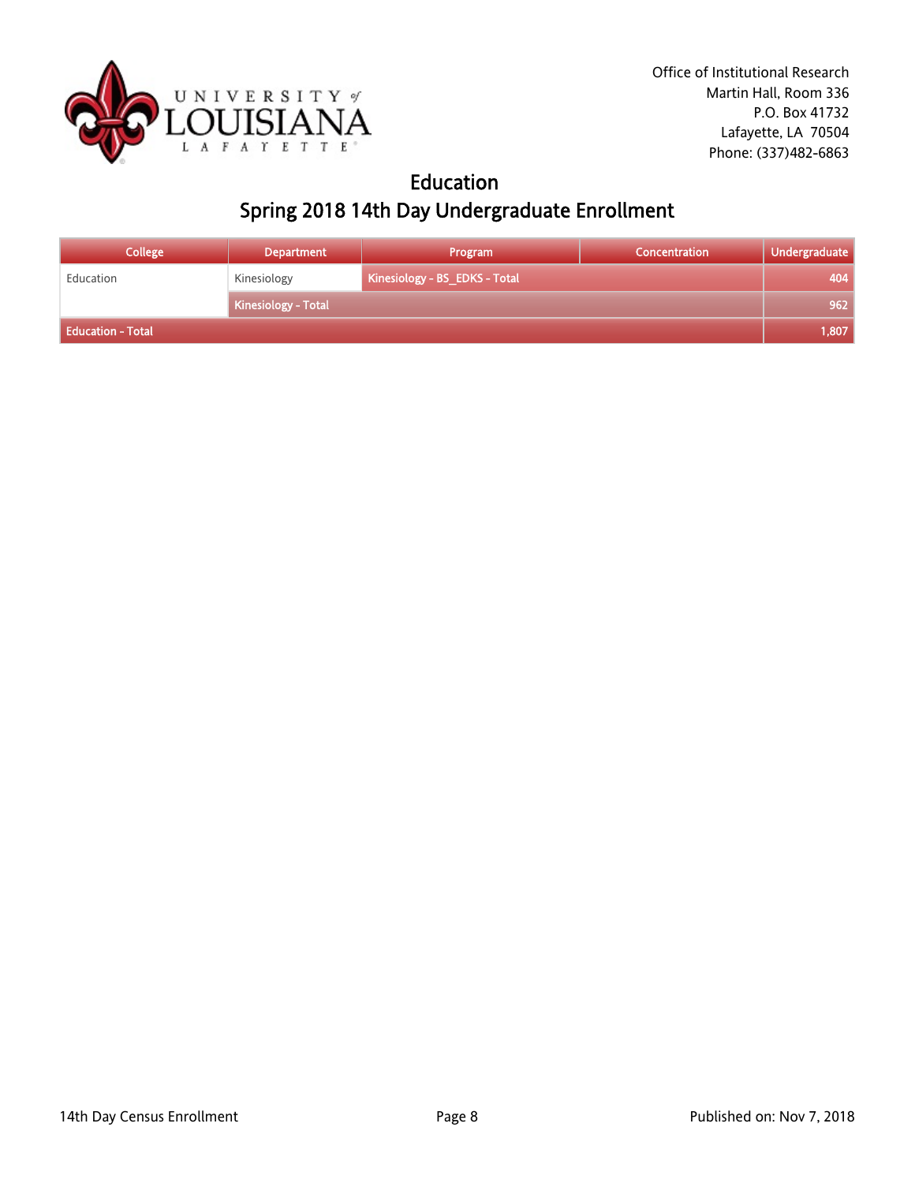Office of Institutional Research
Martin Hall, Room 336
P.O. Box 41732
Lafayette, LA 70504
Phone: (337)482-6863

# Education

## Spring 2018 14th Day Undergraduate Enrollment

| College | Department | Program | Concentration | Undergraduate |
|---|---|---|---|---|
| Education | Kinesiology | Kinesiology - BS_EDKS - Total | | 404 |
| | Kinesiology - Total | | | 962 |
| Education - Total | | | | 1,807 |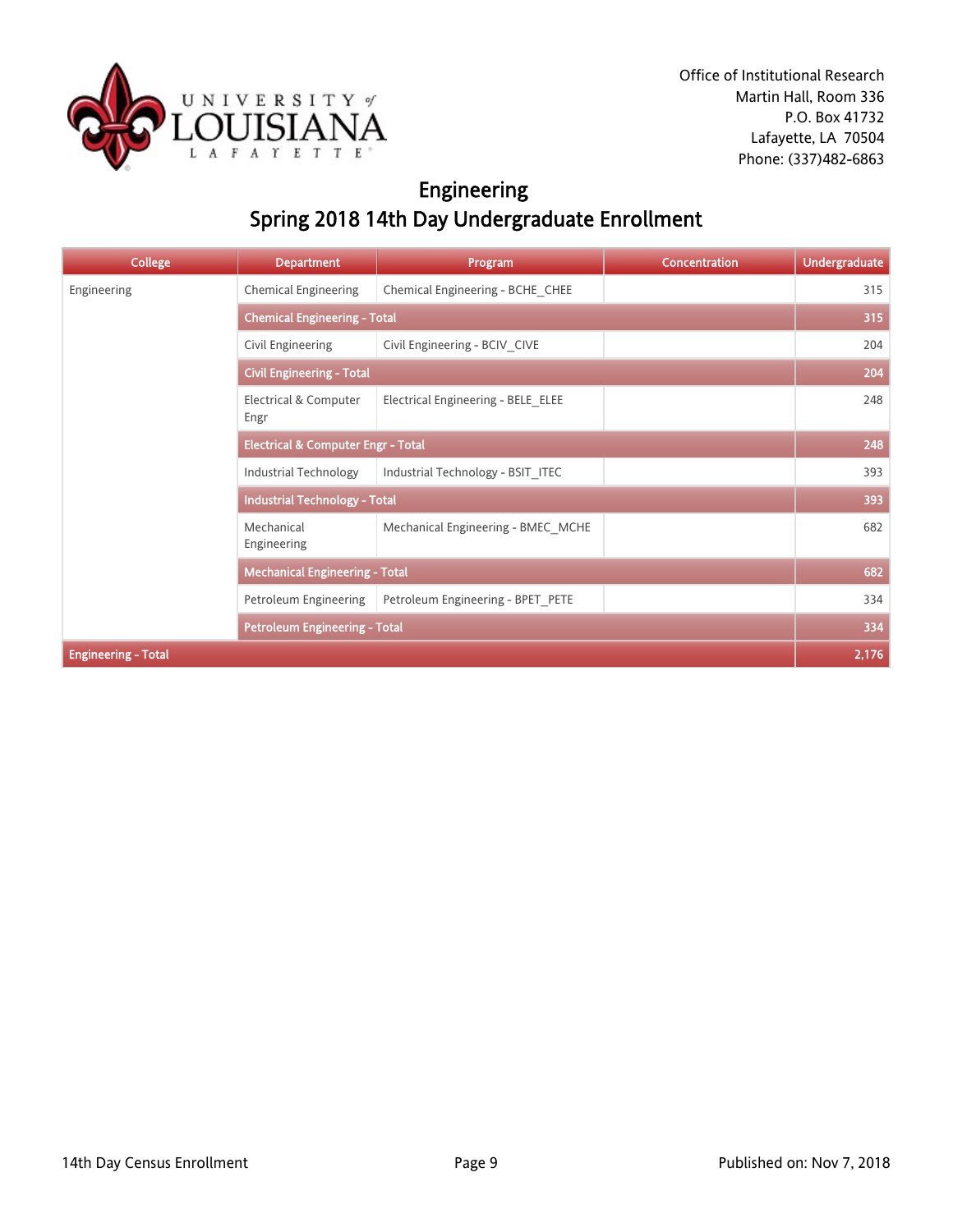Office of Institutional Research
Martin Hall, Room 336
P.O. Box 41732
Lafayette, LA 70504
Phone: (337)482-6863

# Engineering
## Spring 2018 14th Day Undergraduate Enrollment

| College | Department | Program | Concentration | Undergraduate |
|---|---|---|---|---|
| Engineering | Chemical Engineering | Chemical Engineering - BCHE_CHEE | | 315 |
| | **Chemical Engineering - Total** | | | **315** |
| | Civil Engineering | Civil Engineering - BCIV_CIVE | | 204 |
| | **Civil Engineering - Total** | | | **204** |
| | Electrical & Computer Engr | Electrical Engineering - BELE_ELEE | | 248 |
| | **Electrical & Computer Engr - Total** | | | **248** |
| | Industrial Technology | Industrial Technology - BSIT_ITEC | | 393 |
| | **Industrial Technology - Total** | | | **393** |
| | Mechanical Engineering | Mechanical Engineering - BMEC_MCHE | | 682 |
| | **Mechanical Engineering - Total** | | | **682** |
| | Petroleum Engineering | Petroleum Engineering - BPET_PETE | | 334 |
| | **Petroleum Engineering - Total** | | | **334** |
| **Engineering - Total** | | | | **2,176** |

14th Day Census Enrollment

Published on: Nov 7, 2018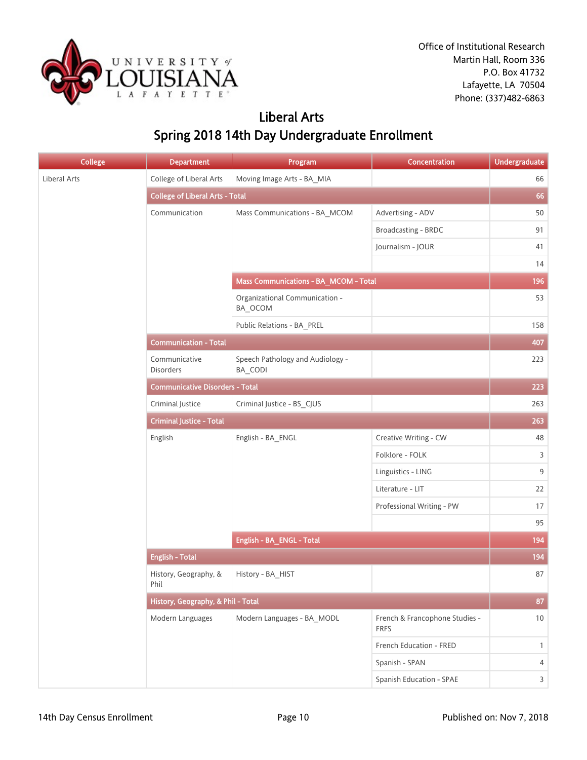Office of Institutional Research
Martin Hall, Room 336
P.O. Box 41732
Lafayette, LA 70504
Phone: (337)482-6863

# Liberal Arts
## Spring 2018 14th Day Undergraduate Enrollment

| College | Department | Program | Concentration | Undergraduate |
|---|---|---|---|---|
| Liberal Arts | College of Liberal Arts | Moving Image Arts - BA_MIA | | 66 |
| | College of Liberal Arts - Total | | | 66 |
| | Communication | Mass Communications - BA_MCOM | Advertising - ADV | 50 |
| | | | Broadcasting - BRDC | 91 |
| | | | Journalism - JOUR | 41 |
| | | | | 14 |
| | | Mass Communications - BA_MCOM - Total | | 196 |
| | | Organizational Communication - BA_OCOM | | 53 |
| | | Public Relations - BA_PREL | | 158 |
| | Communication - Total | | | 407 |
| | Communicative Disorders | Speech Pathology and Audiology - BA_CODI | | 223 |
| | Communicative Disorders - Total | | | 223 |
| | Criminal Justice | Criminal Justice - BS_CJUS | | 263 |
| | Criminal Justice - Total | | | 263 |
| | English | English - BA_ENGL | Creative Writing - CW | 48 |
| | | | Folklore - FOLK | 3 |
| | | | Linguistics - LING | 9 |
| | | | Literature - LIT | 22 |
| | | | Professional Writing - PW | 17 |
| | | | | 95 |
| | | English - BA_ENGL - Total | | 194 |
| | English - Total | | | 194 |
| | History, Geography, & Phil | History - BA_HIST | | 87 |
| | History, Geography, & Phil - Total | | | 87 |
| | Modern Languages | Modern Languages - BA_MODL | French & Francophone Studies - FRFS | 10 |
| | | | French Education - FRED | 1 |
| | | | Spanish - SPAN | 4 |
| | | | Spanish Education - SPAE | 3 |

14th Day Census Enrollment — Published on: Nov 7, 2018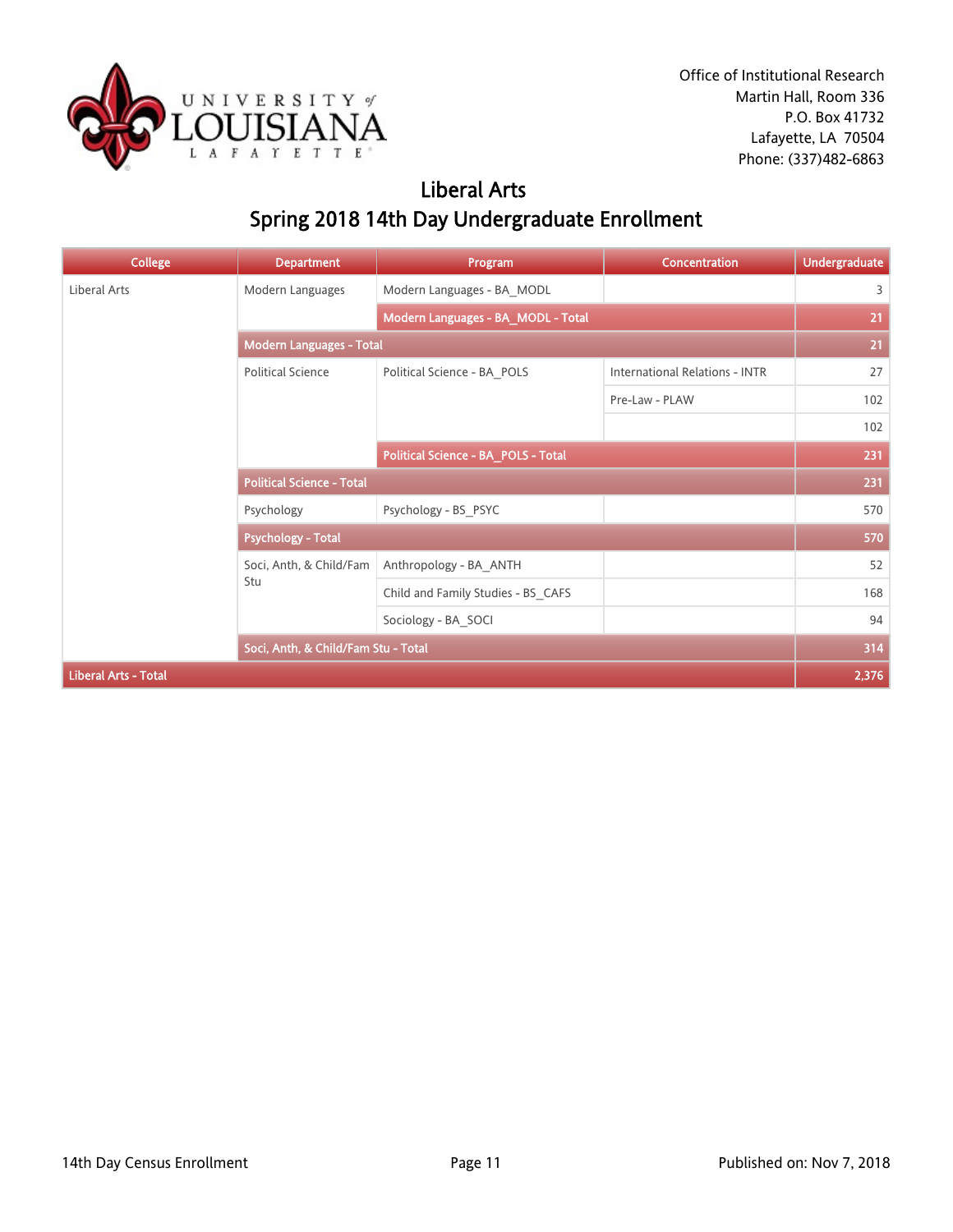Office of Institutional Research
Martin Hall, Room 336
P.O. Box 41732
Lafayette, LA 70504
Phone: (337)482-6863

# Liberal Arts

## Spring 2018 14th Day Undergraduate Enrollment

| College | Department | Program | Concentration | Undergraduate |
|---|---|---|---|---|
| Liberal Arts | Modern Languages | Modern Languages - BA_MODL | | 3 |
| | | **Modern Languages - BA_MODL - Total** | | **21** |
| | **Modern Languages - Total** | | | **21** |
| | Political Science | Political Science - BA_POLS | International Relations - INTR | 27 |
| | | | Pre-Law - PLAW | 102 |
| | | | | 102 |
| | | **Political Science - BA_POLS - Total** | | **231** |
| | **Political Science - Total** | | | **231** |
| | Psychology | Psychology - BS_PSYC | | 570 |
| | **Psychology - Total** | | | **570** |
| | Soci, Anth, & Child/Fam Stu | Anthropology - BA_ANTH | | 52 |
| | | Child and Family Studies - BS_CAFS | | 168 |
| | | Sociology - BA_SOCI | | 94 |
| | **Soci, Anth, & Child/Fam Stu - Total** | | | **314** |
| **Liberal Arts - Total** | | | | **2,376** |

14th Day Census Enrollment — Published on: Nov 7, 2018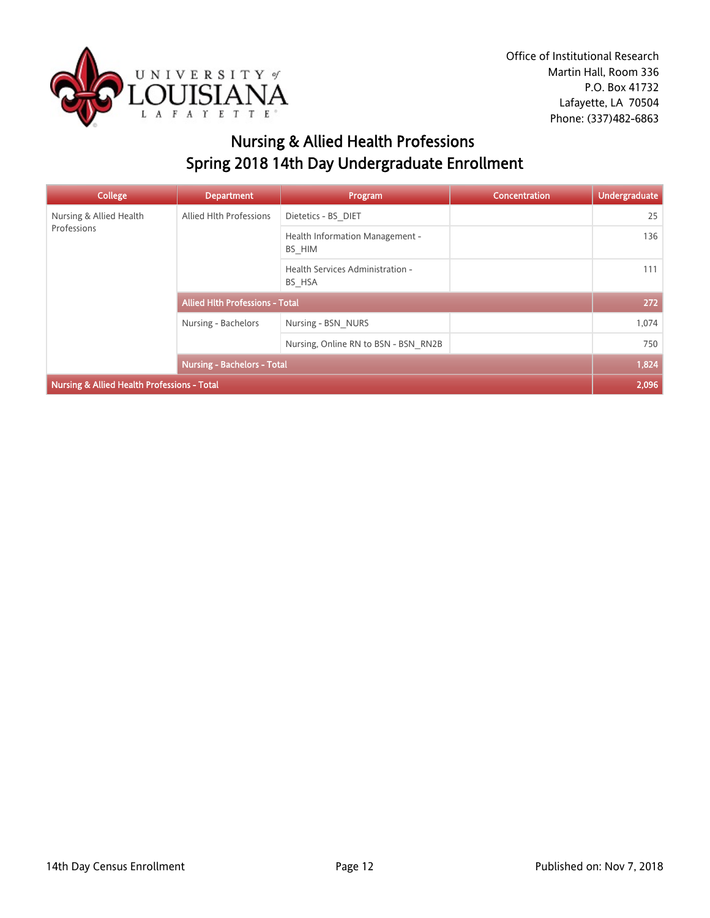Office of Institutional Research
Martin Hall, Room 336
P.O. Box 41732
Lafayette, LA 70504
Phone: (337)482-6863

# Nursing & Allied Health Professions
## Spring 2018 14th Day Undergraduate Enrollment

| College | Department | Program | Concentration | Undergraduate |
|---|---|---|---|---|
| Nursing & Allied Health Professions | Allied Hlth Professions | Dietetics - BS_DIET | | 25 |
| | | Health Information Management - BS_HIM | | 136 |
| | | Health Services Administration - BS_HSA | | 111 |
| | **Allied Hlth Professions - Total** | | | **272** |
| | Nursing - Bachelors | Nursing - BSN_NURS | | 1,074 |
| | | Nursing, Online RN to BSN - BSN_RN2B | | 750 |
| | **Nursing - Bachelors - Total** | | | **1,824** |
| **Nursing & Allied Health Professions - Total** | | | | **2,096** |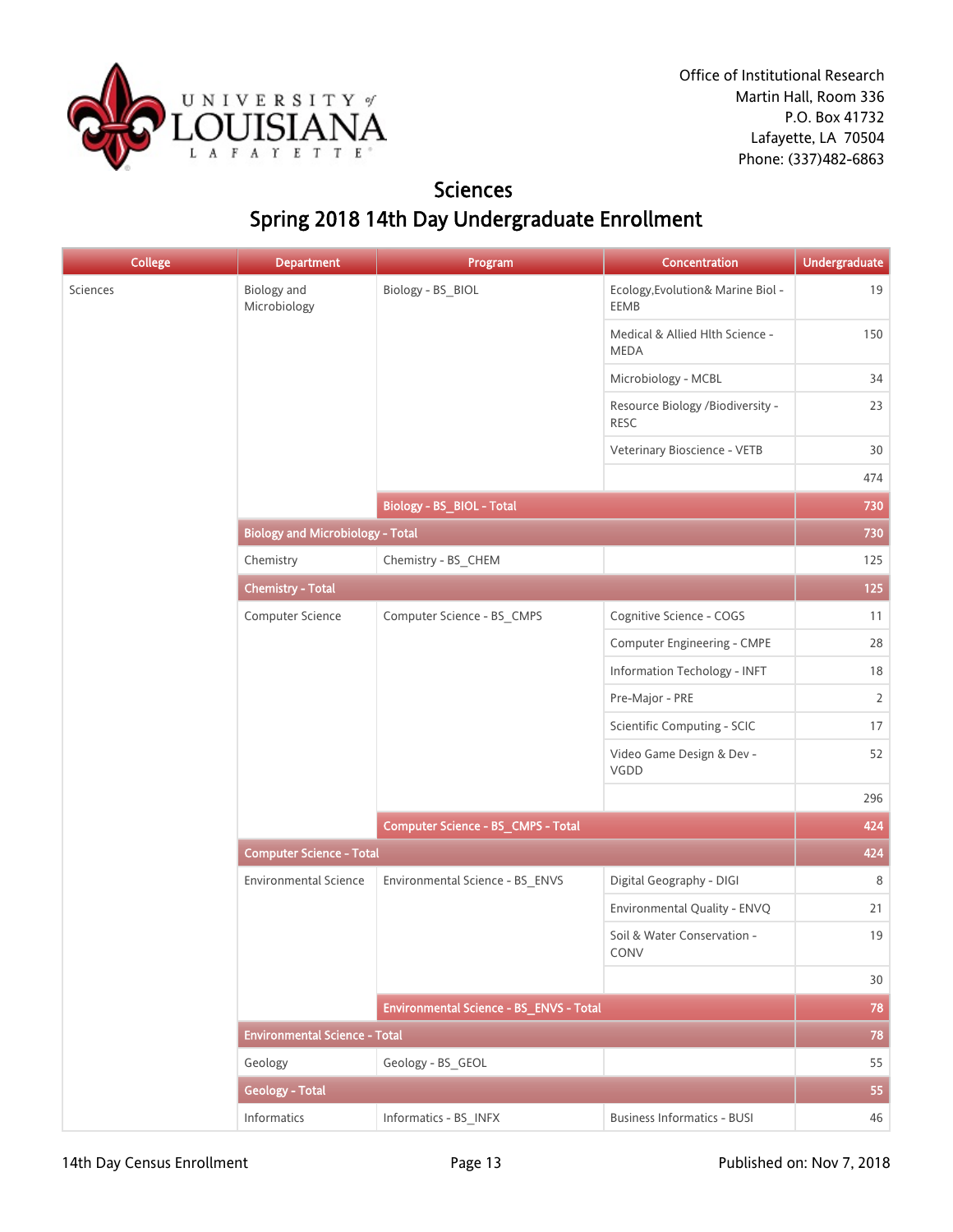Office of Institutional Research
Martin Hall, Room 336
P.O. Box 41732
Lafayette, LA 70504
Phone: (337)482-6863

# Sciences

## Spring 2018 14th Day Undergraduate Enrollment

| College | Department | Program | Concentration | Undergraduate |
|---|---|---|---|---|
| Sciences | Biology and Microbiology | Biology - BS_BIOL | Ecology,Evolution& Marine Biol - EEMB | 19 |
| | | | Medical & Allied Hlth Science - MEDA | 150 |
| | | | Microbiology - MCBL | 34 |
| | | | Resource Biology /Biodiversity - RESC | 23 |
| | | | Veterinary Bioscience - VETB | 30 |
| | | | | 474 |
| | | **Biology - BS_BIOL - Total** | | **730** |
| | **Biology and Microbiology - Total** | | | **730** |
| | Chemistry | Chemistry - BS_CHEM | | 125 |
| | **Chemistry - Total** | | | **125** |
| | Computer Science | Computer Science - BS_CMPS | Cognitive Science - COGS | 11 |
| | | | Computer Engineering - CMPE | 28 |
| | | | Information Techology - INFT | 18 |
| | | | Pre-Major - PRE | 2 |
| | | | Scientific Computing - SCIC | 17 |
| | | | Video Game Design & Dev - VGDD | 52 |
| | | | | 296 |
| | | **Computer Science - BS_CMPS - Total** | | **424** |
| | **Computer Science - Total** | | | **424** |
| | Environmental Science | Environmental Science - BS_ENVS | Digital Geography - DIGI | 8 |
| | | | Environmental Quality - ENVQ | 21 |
| | | | Soil & Water Conservation - CONV | 19 |
| | | | | 30 |
| | | **Environmental Science - BS_ENVS - Total** | | **78** |
| | **Environmental Science - Total** | | | **78** |
| | Geology | Geology - BS_GEOL | | 55 |
| | **Geology - Total** | | | **55** |
| | Informatics | Informatics - BS_INFX | Business Informatics - BUSI | 46 |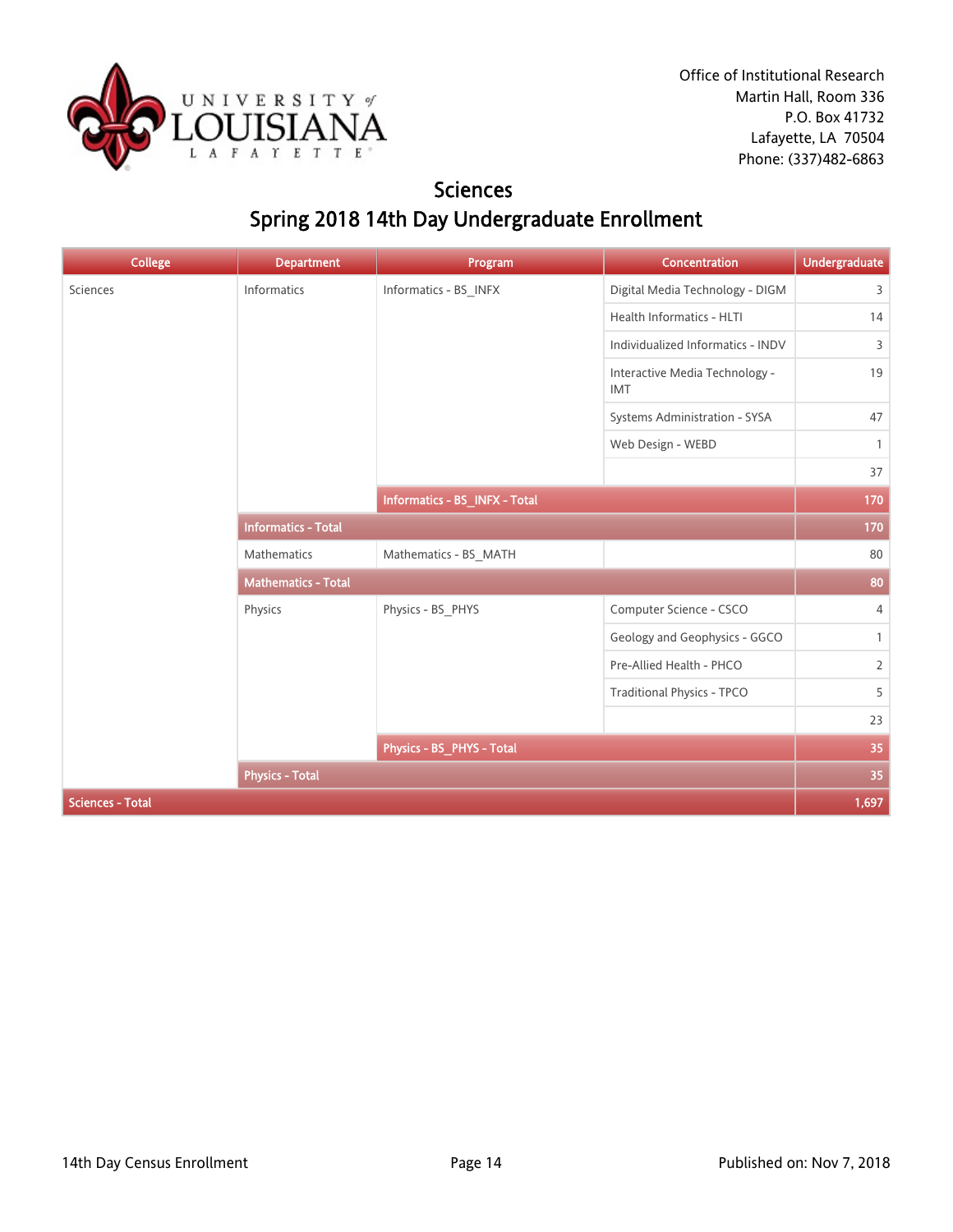Office of Institutional Research
Martin Hall, Room 336
P.O. Box 41732
Lafayette, LA 70504
Phone: (337)482-6863

# Sciences
## Spring 2018 14th Day Undergraduate Enrollment

| College | Department | Program | Concentration | Undergraduate |
|---|---|---|---|---|
| Sciences | Informatics | Informatics - BS_INFX | Digital Media Technology - DIGM | 3 |
| | | | Health Informatics - HLTI | 14 |
| | | | Individualized Informatics - INDV | 3 |
| | | | Interactive Media Technology - IMT | 19 |
| | | | Systems Administration - SYSA | 47 |
| | | | Web Design - WEBD | 1 |
| | | | | 37 |
| | | **Informatics - BS_INFX - Total** | | **170** |
| | **Informatics - Total** | | | **170** |
| | Mathematics | Mathematics - BS_MATH | | 80 |
| | **Mathematics - Total** | | | **80** |
| | Physics | Physics - BS_PHYS | Computer Science - CSCO | 4 |
| | | | Geology and Geophysics - GGCO | 1 |
| | | | Pre-Allied Health - PHCO | 2 |
| | | | Traditional Physics - TPCO | 5 |
| | | | | 23 |
| | | **Physics - BS_PHYS - Total** | | **35** |
| | **Physics - Total** | | | **35** |
| **Sciences - Total** | | | | **1,697** |

14th Day Census Enrollment

Published on: Nov 7, 2018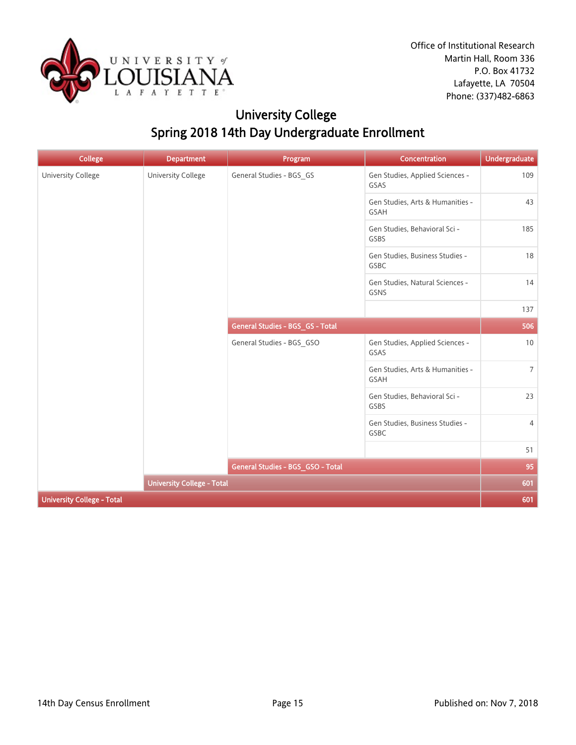Office of Institutional Research
Martin Hall, Room 336
P.O. Box 41732
Lafayette, LA 70504
Phone: (337)482-6863

# University College
## Spring 2018 14th Day Undergraduate Enrollment

| College | Department | Program | Concentration | Undergraduate |
|---|---|---|---|---|
| University College | University College | General Studies - BGS_GS | Gen Studies, Applied Sciences - GSAS | 109 |
| | | | Gen Studies, Arts & Humanities - GSAH | 43 |
| | | | Gen Studies, Behavioral Sci - GSBS | 185 |
| | | | Gen Studies, Business Studies - GSBC | 18 |
| | | | Gen Studies, Natural Sciences - GSNS | 14 |
| | | | | 137 |
| | | **General Studies - BGS_GS - Total** | | **506** |
| | | General Studies - BGS_GSO | Gen Studies, Applied Sciences - GSAS | 10 |
| | | | Gen Studies, Arts & Humanities - GSAH | 7 |
| | | | Gen Studies, Behavioral Sci - GSBS | 23 |
| | | | Gen Studies, Business Studies - GSBC | 4 |
| | | | | 51 |
| | | **General Studies - BGS_GSO - Total** | | **95** |
| | **University College - Total** | | | **601** |
| **University College - Total** | | | | **601** |

14th Day Census Enrollment

Published on: Nov 7, 2018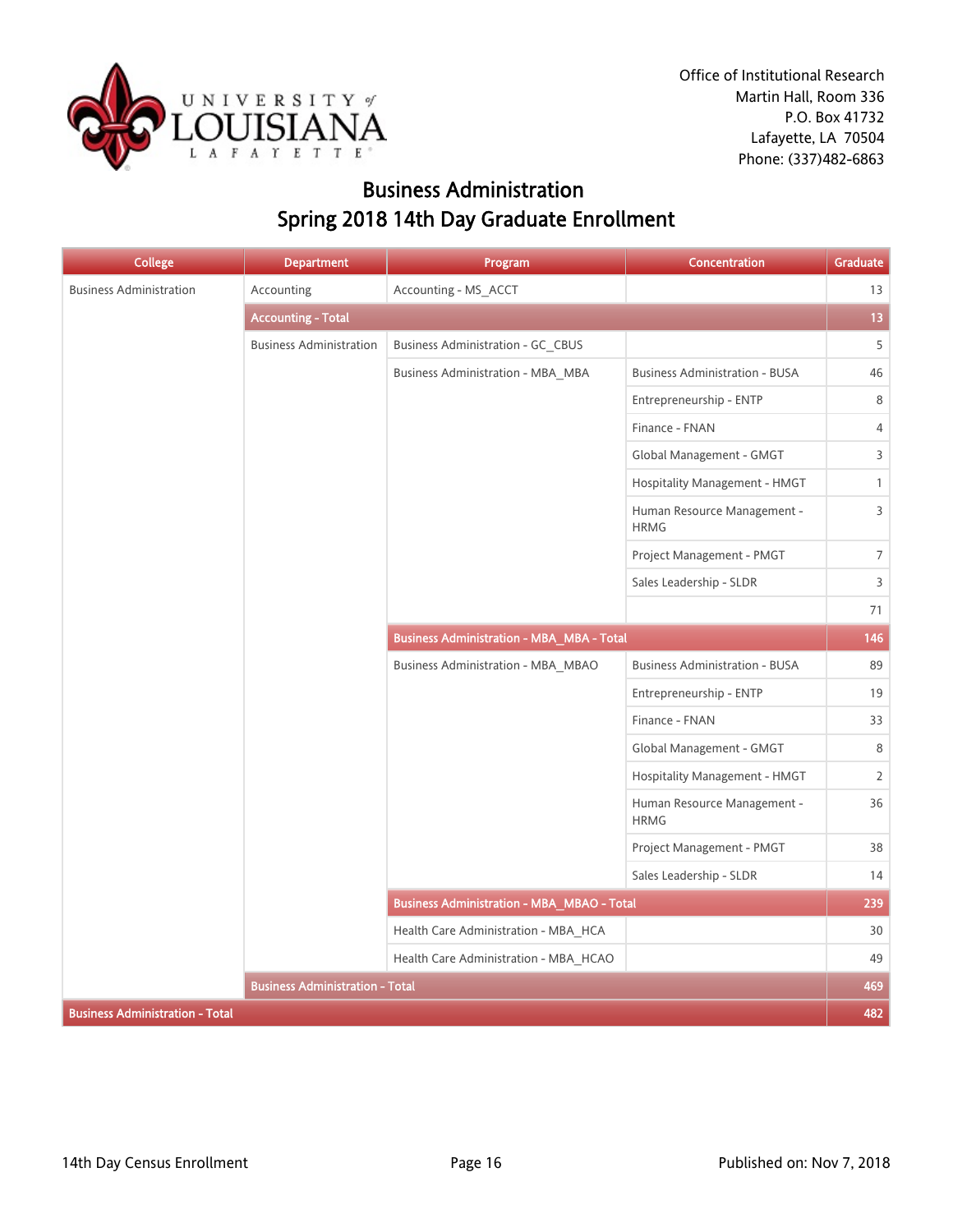Office of Institutional Research
Martin Hall, Room 336
P.O. Box 41732
Lafayette, LA 70504
Phone: (337)482-6863

# Business Administration
## Spring 2018 14th Day Graduate Enrollment

| College | Department | Program | Concentration | Graduate |
|---|---|---|---|---|
| Business Administration | Accounting | Accounting - MS_ACCT | | 13 |
| | **Accounting - Total** | | | **13** |
| | Business Administration | Business Administration - GC_CBUS | | 5 |
| | | Business Administration - MBA_MBA | Business Administration - BUSA | 46 |
| | | | Entrepreneurship - ENTP | 8 |
| | | | Finance - FNAN | 4 |
| | | | Global Management - GMGT | 3 |
| | | | Hospitality Management - HMGT | 1 |
| | | | Human Resource Management - HRMG | 3 |
| | | | Project Management - PMGT | 7 |
| | | | Sales Leadership - SLDR | 3 |
| | | | | 71 |
| | | **Business Administration - MBA_MBA - Total** | | **146** |
| | | Business Administration - MBA_MBAO | Business Administration - BUSA | 89 |
| | | | Entrepreneurship - ENTP | 19 |
| | | | Finance - FNAN | 33 |
| | | | Global Management - GMGT | 8 |
| | | | Hospitality Management - HMGT | 2 |
| | | | Human Resource Management - HRMG | 36 |
| | | | Project Management - PMGT | 38 |
| | | | Sales Leadership - SLDR | 14 |
| | | **Business Administration - MBA_MBAO - Total** | | **239** |
| | | Health Care Administration - MBA_HCA | | 30 |
| | | Health Care Administration - MBA_HCAO | | 49 |
| | **Business Administration - Total** | | | **469** |
| **Business Administration - Total** | | | | **482** |

14th Day Census Enrollment

Published on: Nov 7, 2018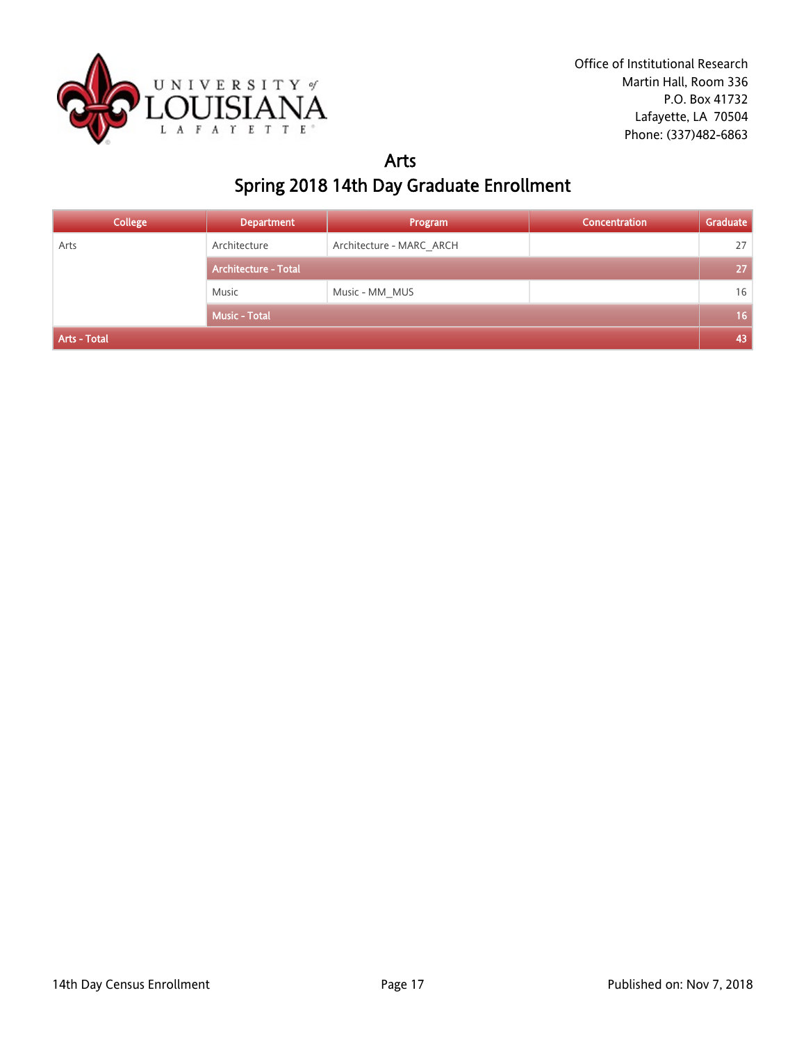Office of Institutional Research
Martin Hall, Room 336
P.O. Box 41732
Lafayette, LA 70504
Phone: (337)482-6863

# Arts

## Spring 2018 14th Day Graduate Enrollment

| College | Department | Program | Concentration | Graduate |
|---|---|---|---|---|
| Arts | Architecture | Architecture - MARC_ARCH | | 27 |
| | Architecture - Total | | | 27 |
| | Music | Music - MM_MUS | | 16 |
| | Music - Total | | | 16 |
| Arts - Total | | | | 43 |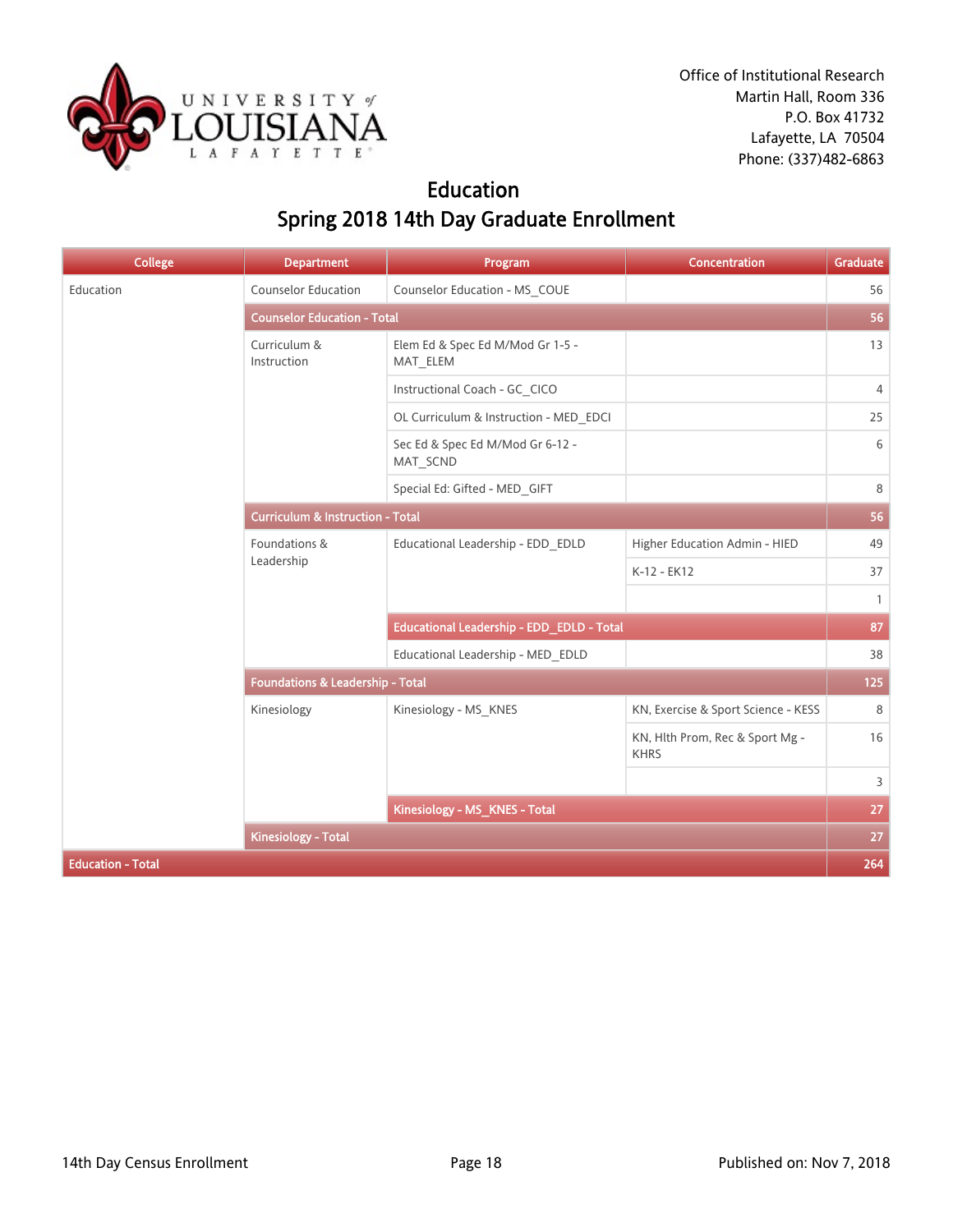Office of Institutional Research
Martin Hall, Room 336
P.O. Box 41732
Lafayette, LA 70504
Phone: (337)482-6863

# Education
## Spring 2018 14th Day Graduate Enrollment

| College | Department | Program | Concentration | Graduate |
|---|---|---|---|---|
| Education | Counselor Education | Counselor Education - MS_COUE | | 56 |
| | Counselor Education - Total | | | 56 |
| | Curriculum & Instruction | Elem Ed & Spec Ed M/Mod Gr 1-5 - MAT_ELEM | | 13 |
| | | Instructional Coach - GC_CICO | | 4 |
| | | OL Curriculum & Instruction - MED_EDCI | | 25 |
| | | Sec Ed & Spec Ed M/Mod Gr 6-12 - MAT_SCND | | 6 |
| | | Special Ed: Gifted - MED_GIFT | | 8 |
| | Curriculum & Instruction - Total | | | 56 |
| | Foundations & Leadership | Educational Leadership - EDD_EDLD | Higher Education Admin - HIED | 49 |
| | | | K-12 - EK12 | 37 |
| | | | | 1 |
| | | Educational Leadership - EDD_EDLD - Total | | 87 |
| | | Educational Leadership - MED_EDLD | | 38 |
| | Foundations & Leadership - Total | | | 125 |
| | Kinesiology | Kinesiology - MS_KNES | KN, Exercise & Sport Science - KESS | 8 |
| | | | KN, Hlth Prom, Rec & Sport Mg - KHRS | 16 |
| | | | | 3 |
| | | Kinesiology - MS_KNES - Total | | 27 |
| | Kinesiology - Total | | | 27 |
| Education - Total | | | | 264 |

14th Day Census Enrollment | Published on: Nov 7, 2018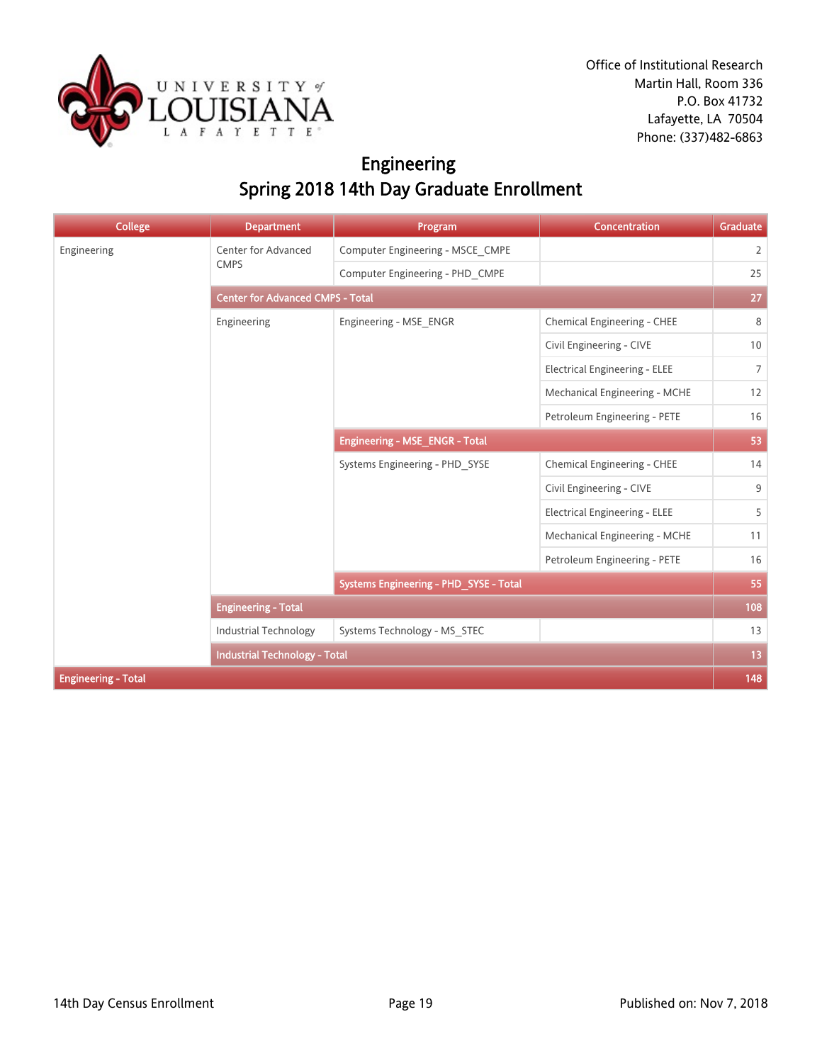Office of Institutional Research
Martin Hall, Room 336
P.O. Box 41732
Lafayette, LA 70504
Phone: (337)482-6863

# Engineering
## Spring 2018 14th Day Graduate Enrollment

| College | Department | Program | Concentration | Graduate |
|---|---|---|---|---|
| Engineering | Center for Advanced CMPS | Computer Engineering - MSCE_CMPE | | 2 |
| | | Computer Engineering - PHD_CMPE | | 25 |
| | **Center for Advanced CMPS - Total** | | | **27** |
| | Engineering | Engineering - MSE_ENGR | Chemical Engineering - CHEE | 8 |
| | | | Civil Engineering - CIVE | 10 |
| | | | Electrical Engineering - ELEE | 7 |
| | | | Mechanical Engineering - MCHE | 12 |
| | | | Petroleum Engineering - PETE | 16 |
| | | **Engineering - MSE_ENGR - Total** | | **53** |
| | | Systems Engineering - PHD_SYSE | Chemical Engineering - CHEE | 14 |
| | | | Civil Engineering - CIVE | 9 |
| | | | Electrical Engineering - ELEE | 5 |
| | | | Mechanical Engineering - MCHE | 11 |
| | | | Petroleum Engineering - PETE | 16 |
| | | **Systems Engineering - PHD_SYSE - Total** | | **55** |
| | **Engineering - Total** | | | **108** |
| | Industrial Technology | Systems Technology - MS_STEC | | 13 |
| | **Industrial Technology - Total** | | | **13** |
| **Engineering - Total** | | | | **148** |

14th Day Census Enrollment

Published on: Nov 7, 2018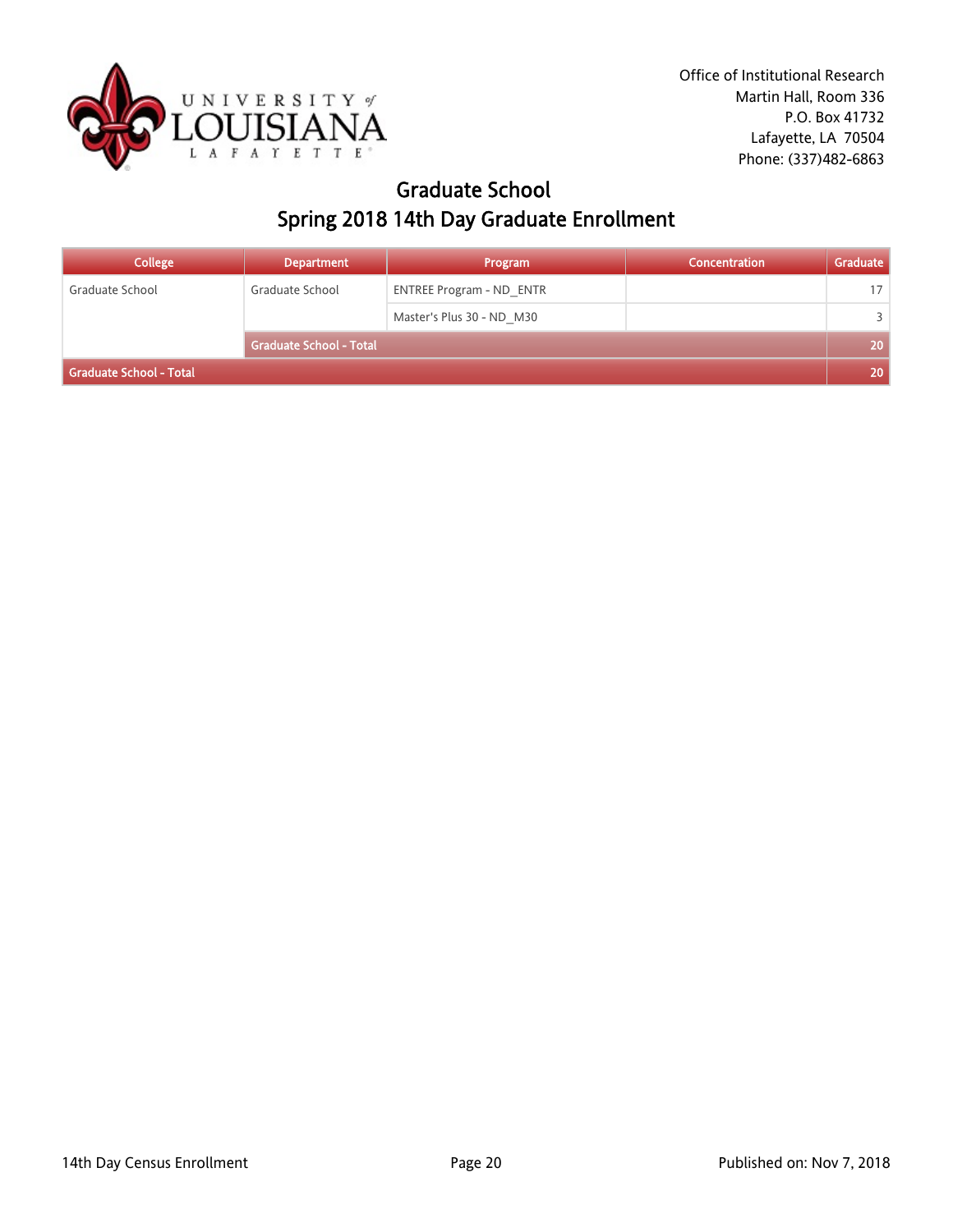Office of Institutional Research
Martin Hall, Room 336
P.O. Box 41732
Lafayette, LA 70504
Phone: (337)482-6863

# Graduate School
## Spring 2018 14th Day Graduate Enrollment

| College | Department | Program | Concentration | Graduate |
|---|---|---|---|---|
| Graduate School | Graduate School | ENTREE Program - ND_ENTR | | 17 |
| | | Master's Plus 30 - ND_M30 | | 3 |
| | **Graduate School - Total** | | | **20** |
| **Graduate School - Total** | | | | **20** |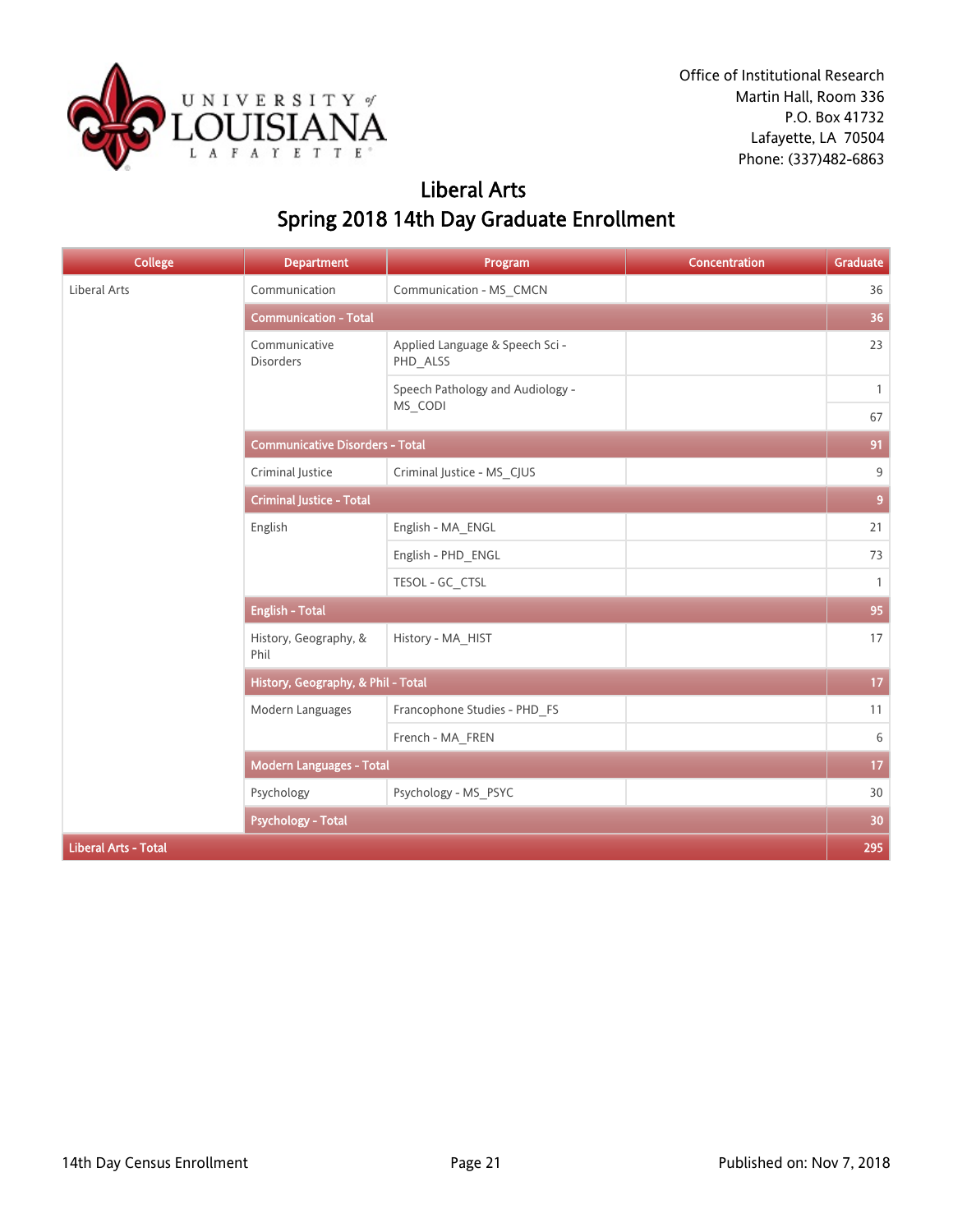Office of Institutional Research
Martin Hall, Room 336
P.O. Box 41732
Lafayette, LA 70504
Phone: (337)482-6863

# Liberal Arts
## Spring 2018 14th Day Graduate Enrollment

| College | Department | Program | Concentration | Graduate |
|---|---|---|---|---|
| Liberal Arts | Communication | Communication - MS_CMCN | | 36 |
| | **Communication - Total** | | | **36** |
| | Communicative Disorders | Applied Language & Speech Sci - PHD_ALSS | | 23 |
| | | Speech Pathology and Audiology - MS_CODI | | 1 |
| | | | | 67 |
| | **Communicative Disorders - Total** | | | **91** |
| | Criminal Justice | Criminal Justice - MS_CJUS | | 9 |
| | **Criminal Justice - Total** | | | **9** |
| | English | English - MA_ENGL | | 21 |
| | | English - PHD_ENGL | | 73 |
| | | TESOL - GC_CTSL | | 1 |
| | **English - Total** | | | **95** |
| | History, Geography, & Phil | History - MA_HIST | | 17 |
| | **History, Geography, & Phil - Total** | | | **17** |
| | Modern Languages | Francophone Studies - PHD_FS | | 11 |
| | | French - MA_FREN | | 6 |
| | **Modern Languages - Total** | | | **17** |
| | Psychology | Psychology - MS_PSYC | | 30 |
| | **Psychology - Total** | | | **30** |
| **Liberal Arts - Total** | | | | **295** |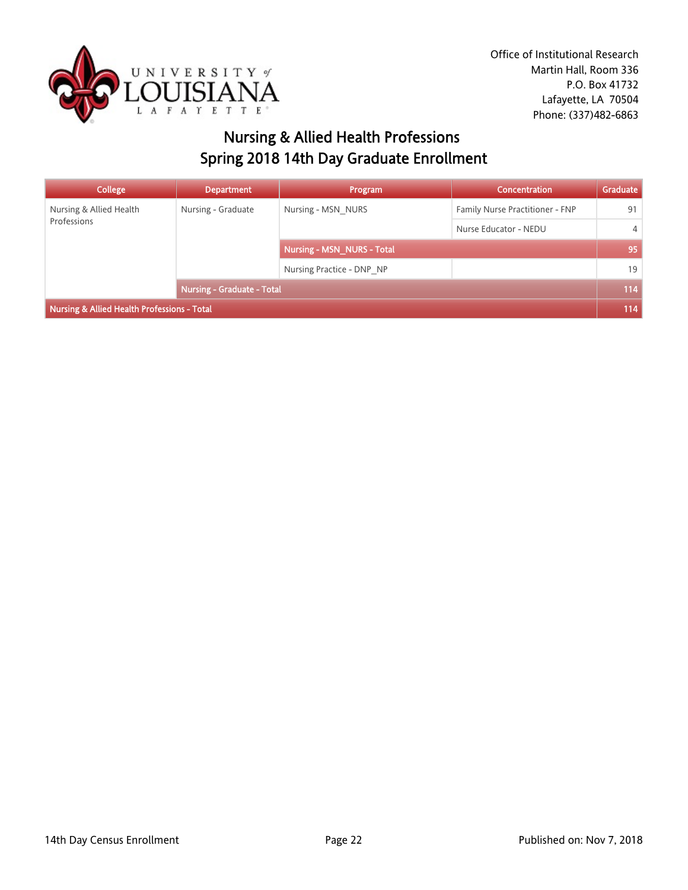Office of Institutional Research
Martin Hall, Room 336
P.O. Box 41732
Lafayette, LA 70504
Phone: (337)482-6863

# Nursing & Allied Health Professions
# Spring 2018 14th Day Graduate Enrollment

| College | Department | Program | Concentration | Graduate |
|---|---|---|---|---|
| Nursing & Allied Health Professions | Nursing - Graduate | Nursing - MSN_NURS | Family Nurse Practitioner - FNP | 91 |
| | | | Nurse Educator - NEDU | 4 |
| | | **Nursing - MSN_NURS - Total** | | **95** |
| | | Nursing Practice - DNP_NP | | 19 |
| | **Nursing - Graduate - Total** | | | **114** |
| **Nursing & Allied Health Professions - Total** | | | | **114** |

14th Day Census Enrollment

Published on: Nov 7, 2018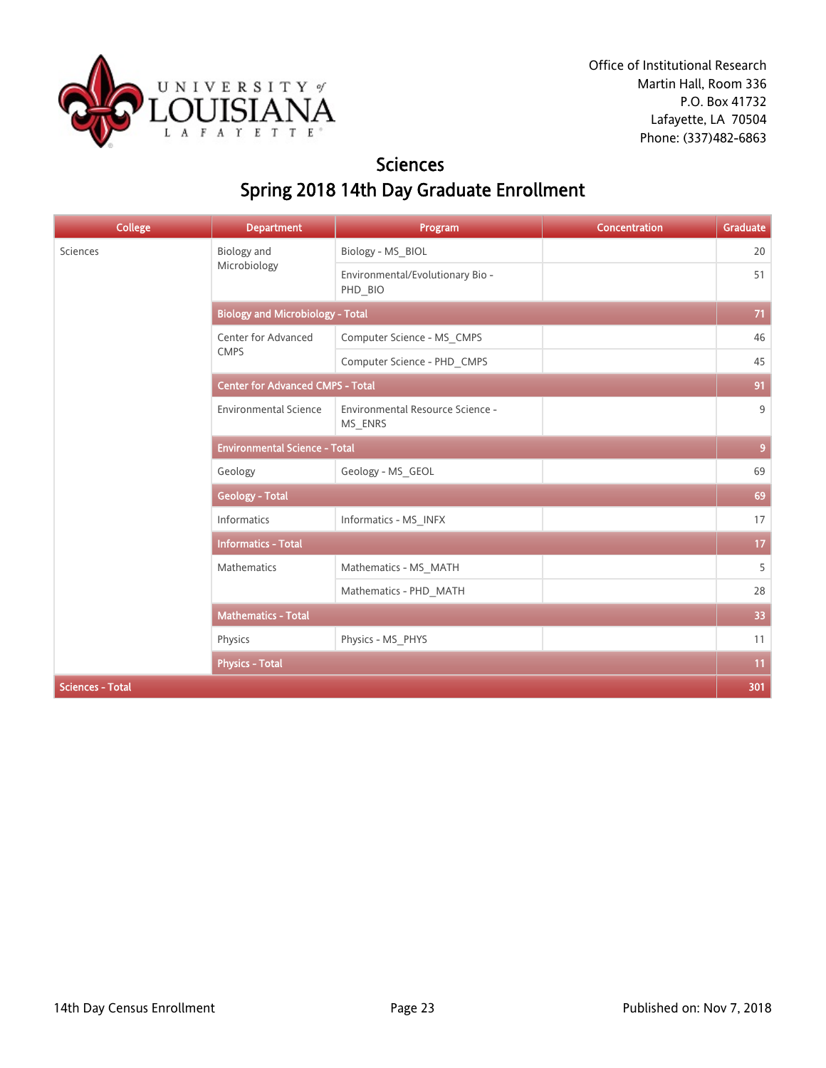Office of Institutional Research
Martin Hall, Room 336
P.O. Box 41732
Lafayette, LA 70504
Phone: (337)482-6863

# Sciences
## Spring 2018 14th Day Graduate Enrollment

| College | Department | Program | Concentration | Graduate |
|---|---|---|---|---|
| Sciences | Biology and Microbiology | Biology - MS_BIOL | | 20 |
| | | Environmental/Evolutionary Bio - PHD_BIO | | 51 |
| | **Biology and Microbiology - Total** | | | **71** |
| | Center for Advanced CMPS | Computer Science - MS_CMPS | | 46 |
| | | Computer Science - PHD_CMPS | | 45 |
| | **Center for Advanced CMPS - Total** | | | **91** |
| | Environmental Science | Environmental Resource Science - MS_ENRS | | 9 |
| | **Environmental Science - Total** | | | **9** |
| | Geology | Geology - MS_GEOL | | 69 |
| | **Geology - Total** | | | **69** |
| | Informatics | Informatics - MS_INFX | | 17 |
| | **Informatics - Total** | | | **17** |
| | Mathematics | Mathematics - MS_MATH | | 5 |
| | | Mathematics - PHD_MATH | | 28 |
| | **Mathematics - Total** | | | **33** |
| | Physics | Physics - MS_PHYS | | 11 |
| | **Physics - Total** | | | **11** |
| **Sciences - Total** | | | | **301** |

14th Day Census Enrollment

Published on: Nov 7, 2018